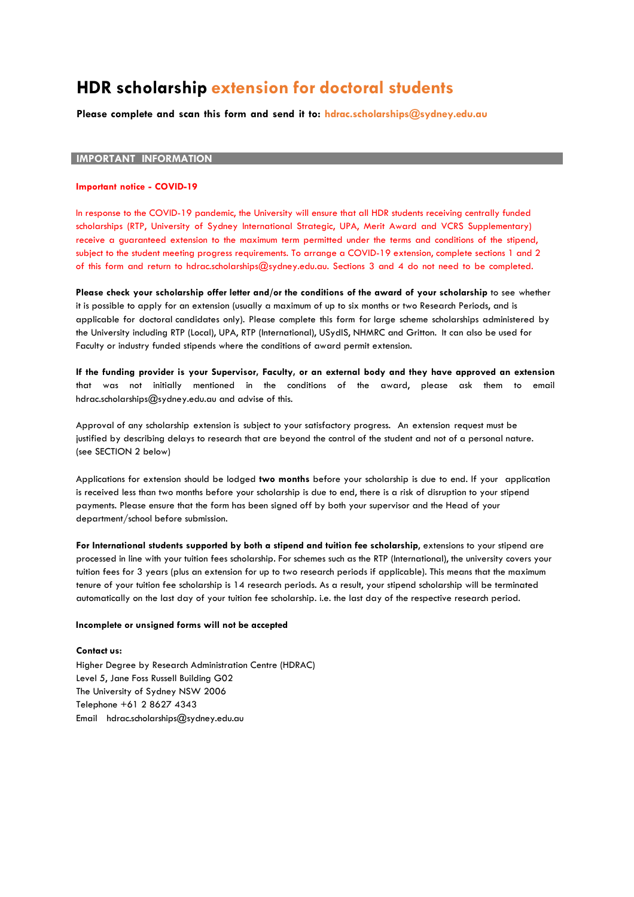# HDR scholarship extension for doctoral students

**Please complete and scan this form and send it to: hdrac.scholarships@sydney.edu.au**

## IMPORTANT INFORMATION

**Important notice - COVID-19**

In response to the COVID-19 pandemic, the University will ensure that all HDR students receiving centrally funded scholarships (RTP, University of Sydney International Strategic, UPA, Merit Award and VCRS Supplementary) receive a guaranteed extension to the maximum term permitted under the terms and conditions of the stipend, subject to the student meeting progress requirements. To arrange a COVID-19 extension, complete sections 1 and 2 of this form and return to hdrac.scholarships@sydney.edu.au. Sections 3 and 4 do not need to be completed.

**Please check your scholarship offer letter and/or the conditions of the award of your scholarship** to see whether it is possible to apply for an extension (usually a maximum of up to six months or two Research Periods, and is applicable for doctoral candidates only). Please complete this form for large scheme scholarships administered by the University including RTP (Local), UPA, RTP (International), USydIS, NHMRC and Gritton. It can also be used for Faculty or industry funded stipends where the conditions of award permit extension.

**If the funding provider is your Supervisor, Faculty, or an external body and they have approved an extension** that was not initially mentioned in the conditions of the award, please ask them to email hdrac.scholarships@sydney.edu.au and advise of this.

Approval of any scholarship extension is subject to your satisfactory progress. An extension request must be justified by describing delays to research that are beyond the control of the student and not of a personal nature. (see SECTION 2 below)

Applications for extension should be lodged **two months** before your scholarship is due to end. If your application is received less than two months before your scholarship is due to end, there is a risk of disruption to your stipend payments. Please ensure that the form has been signed off by both your supervisor and the Head of your department/school before submission.

**For International students supported by both a stipend and tuition fee scholarship**, extensions to your stipend are processed in line with your tuition fees scholarship. For schemes such as the RTP (International), the university covers your tuition fees for 3 years (plus an extension for up to two research periods if applicable). This means that the maximum tenure of your tuition fee scholarship is 14 research periods. As a result, your stipend scholarship will be terminated automatically on the last day of your tuition fee scholarship. i.e. the last day of the respective research period.

**Incomplete or unsigned forms will not be accepted**

**Contact us:**

Higher Degree by Research Administration Centre (HDRAC)
Level 5, Jane Foss Russell Building G02
The University of Sydney NSW 2006
Telephone +61 2 8627 4343
Email hdrac.scholarships@sydney.edu.au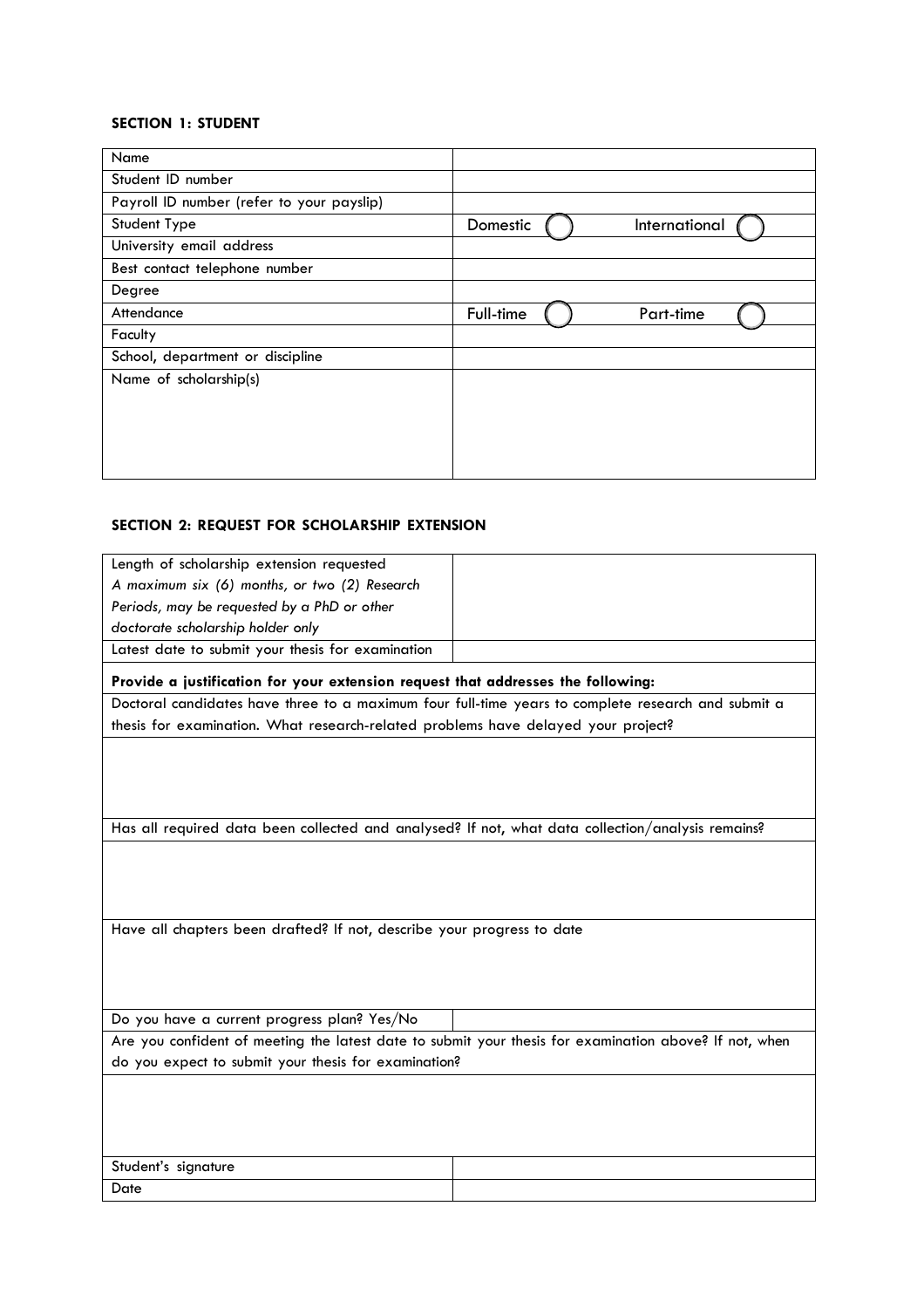**SECTION 1: STUDENT**

| Name | |
|---|---|
| Student ID number | |
| Payroll ID number (refer to your payslip) | |
| Student Type | Domestic ◯ International ◯ |
| University email address | |
| Best contact telephone number | |
| Degree | |
| Attendance | Full-time ◯ Part-time ◯ |
| Faculty | |
| School, department or discipline | |
| Name of scholarship(s) | |

**SECTION 2: REQUEST FOR SCHOLARSHIP EXTENSION**

| Length of scholarship extension requested<br>*A maximum six (6) months, or two (2) Research Periods, may be requested by a PhD or other doctorate scholarship holder only* | |
|---|---|
| Latest date to submit your thesis for examination | |

**Provide a justification for your extension request that addresses the following:**

| Doctoral candidates have three to a maximum four full-time years to complete research and submit a thesis for examination. What research-related problems have delayed your project? |
|---|
| |

| Has all required data been collected and analysed? If not, what data collection/analysis remains? |
|---|
| |

| Have all chapters been drafted? If not, describe your progress to date |
|---|
| |

| Do you have a current progress plan? Yes/No | |
|---|---|

| Are you confident of meeting the latest date to submit your thesis for examination above? If not, when do you expect to submit your thesis for examination? |
|---|
| |

| Student's signature | |
|---|---|
| Date | |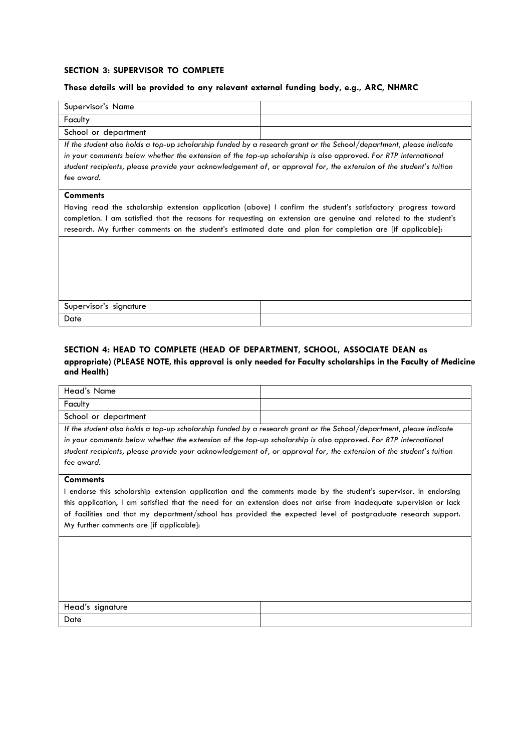### SECTION 3: SUPERVISOR TO COMPLETE

**These details will be provided to any relevant external funding body, e.g., ARC, NHMRC**

| Supervisor's Name | |
|---|---|
| Faculty | |
| School or department | |

*If the student also holds a top-up scholarship funded by a research grant or the School/department, please indicate in your comments below whether the extension of the top-up scholarship is also approved. For RTP international student recipients, please provide your acknowledgement of, or approval for, the extension of the student's tuition fee award.*

**Comments**

Having read the scholarship extension application (above) I confirm the student's satisfactory progress toward completion. I am satisfied that the reasons for requesting an extension are genuine and related to the student's research. My further comments on the student's estimated date and plan for completion are [if applicable]:

| Supervisor's signature | |
|---|---|
| Date | |

### SECTION 4: HEAD TO COMPLETE (HEAD OF DEPARTMENT, SCHOOL, ASSOCIATE DEAN as appropriate) (PLEASE NOTE, this approval is only needed for Faculty scholarships in the Faculty of Medicine and Health)

| Head's Name | |
|---|---|
| Faculty | |
| School or department | |

*If the student also holds a top-up scholarship funded by a research grant or the School/department, please indicate in your comments below whether the extension of the top-up scholarship is also approved. For RTP international student recipients, please provide your acknowledgement of, or approval for, the extension of the student's tuition fee award.*

**Comments**

I endorse this scholarship extension application and the comments made by the student's supervisor. In endorsing this application, I am satisfied that the need for an extension does not arise from inadequate supervision or lack of facilities and that my department/school has provided the expected level of postgraduate research support. My further comments are [if applicable]:

| Head's signature | |
|---|---|
| Date | |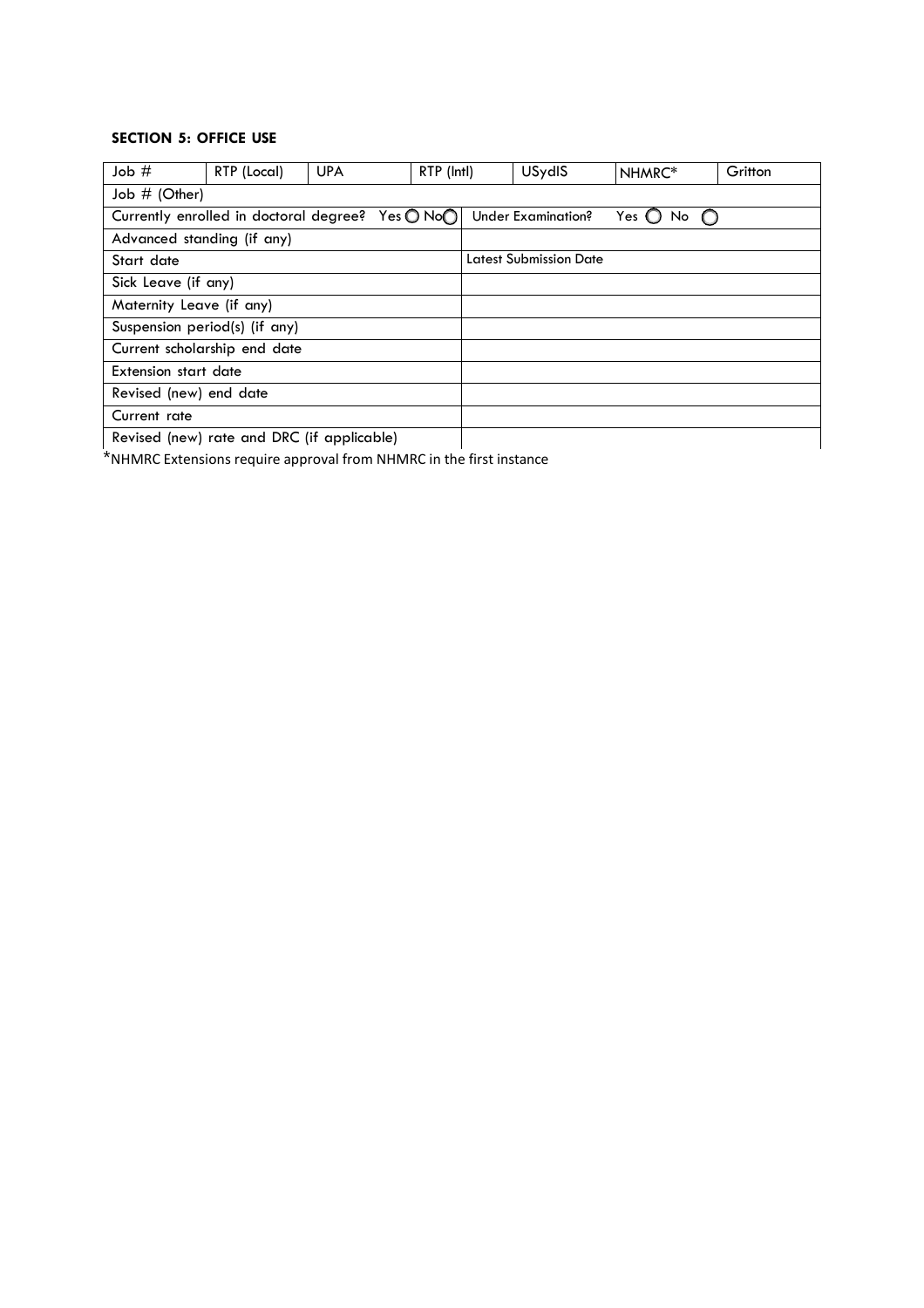**SECTION 5: OFFICE USE**

| Job # | RTP (Local) | UPA | RTP (Intl) | USydIS | NHMRC* | Gritton |
|---|---|---|---|---|---|---|
| Job # (Other) | | | | | | |
| Currently enrolled in doctoral degree? Yes ◯ No◯ | | | Under Examination? Yes ◯ No ◯ | | | |
| Advanced standing (if any) | | | | | | |
| Start date | | | Latest Submission Date | | | |
| Sick Leave (if any) | | | | | | |
| Maternity Leave (if any) | | | | | | |
| Suspension period(s) (if any) | | | | | | |
| Current scholarship end date | | | | | | |
| Extension start date | | | | | | |
| Revised (new) end date | | | | | | |
| Current rate | | | | | | |
| Revised (new) rate and DRC (if applicable) | | | | | | |

*NHMRC Extensions require approval from NHMRC in the first instance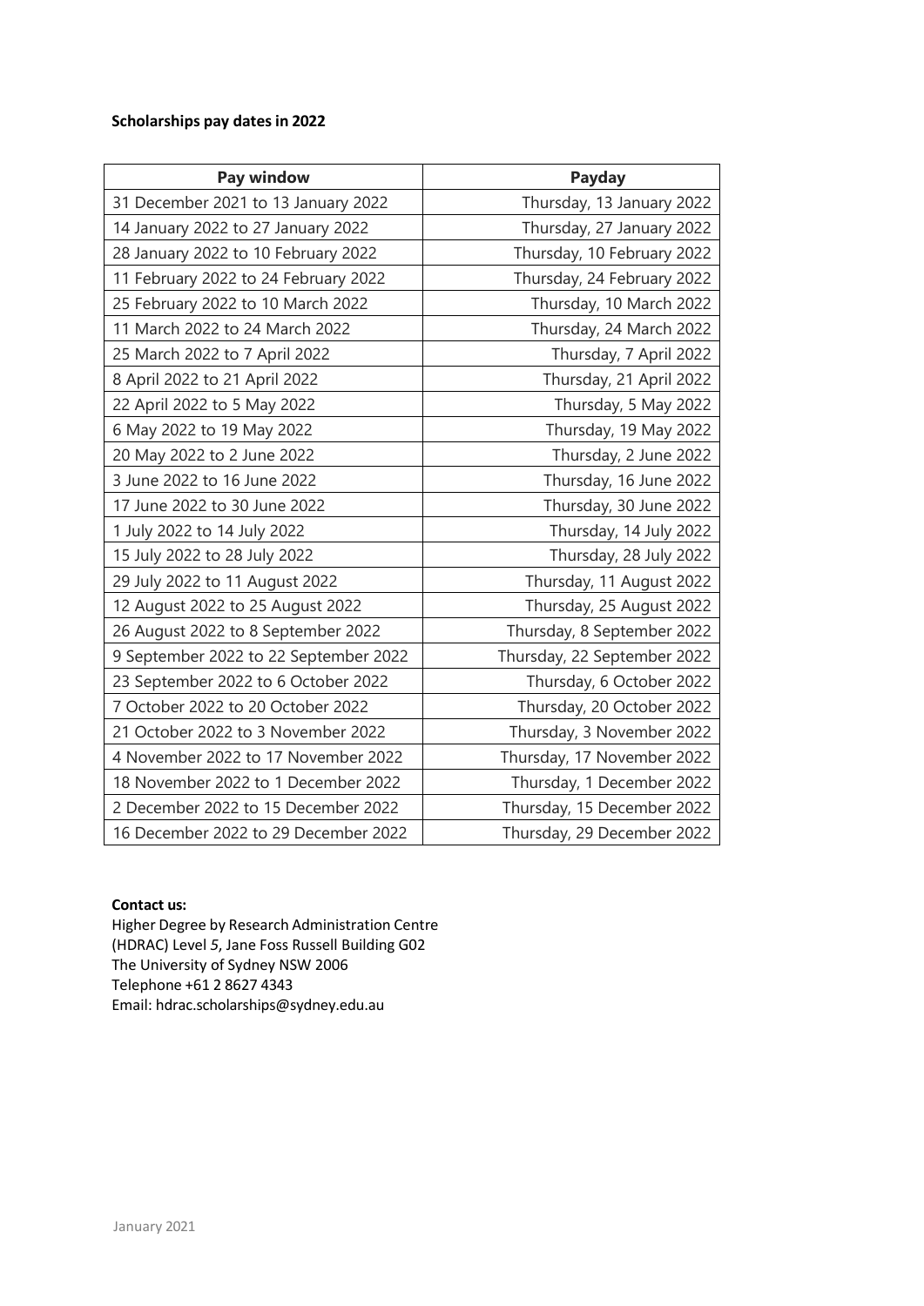**Scholarships pay dates in 2022**

| Pay window | Payday |
|---|---|
| 31 December 2021 to 13 January 2022 | Thursday, 13 January 2022 |
| 14 January 2022 to 27 January 2022 | Thursday, 27 January 2022 |
| 28 January 2022 to 10 February 2022 | Thursday, 10 February 2022 |
| 11 February 2022 to 24 February 2022 | Thursday, 24 February 2022 |
| 25 February 2022 to 10 March 2022 | Thursday, 10 March 2022 |
| 11 March 2022 to 24 March 2022 | Thursday, 24 March 2022 |
| 25 March 2022 to 7 April 2022 | Thursday, 7 April 2022 |
| 8 April 2022 to 21 April 2022 | Thursday, 21 April 2022 |
| 22 April 2022 to 5 May 2022 | Thursday, 5 May 2022 |
| 6 May 2022 to 19 May 2022 | Thursday, 19 May 2022 |
| 20 May 2022 to 2 June 2022 | Thursday, 2 June 2022 |
| 3 June 2022 to 16 June 2022 | Thursday, 16 June 2022 |
| 17 June 2022 to 30 June 2022 | Thursday, 30 June 2022 |
| 1 July 2022 to 14 July 2022 | Thursday, 14 July 2022 |
| 15 July 2022 to 28 July 2022 | Thursday, 28 July 2022 |
| 29 July 2022 to 11 August 2022 | Thursday, 11 August 2022 |
| 12 August 2022 to 25 August 2022 | Thursday, 25 August 2022 |
| 26 August 2022 to 8 September 2022 | Thursday, 8 September 2022 |
| 9 September 2022 to 22 September 2022 | Thursday, 22 September 2022 |
| 23 September 2022 to 6 October 2022 | Thursday, 6 October 2022 |
| 7 October 2022 to 20 October 2022 | Thursday, 20 October 2022 |
| 21 October 2022 to 3 November 2022 | Thursday, 3 November 2022 |
| 4 November 2022 to 17 November 2022 | Thursday, 17 November 2022 |
| 18 November 2022 to 1 December 2022 | Thursday, 1 December 2022 |
| 2 December 2022 to 15 December 2022 | Thursday, 15 December 2022 |
| 16 December 2022 to 29 December 2022 | Thursday, 29 December 2022 |

**Contact us:**
Higher Degree by Research Administration Centre
(HDRAC) Level 5, Jane Foss Russell Building G02
The University of Sydney NSW 2006
Telephone +61 2 8627 4343
Email: hdrac.scholarships@sydney.edu.au

January 2021